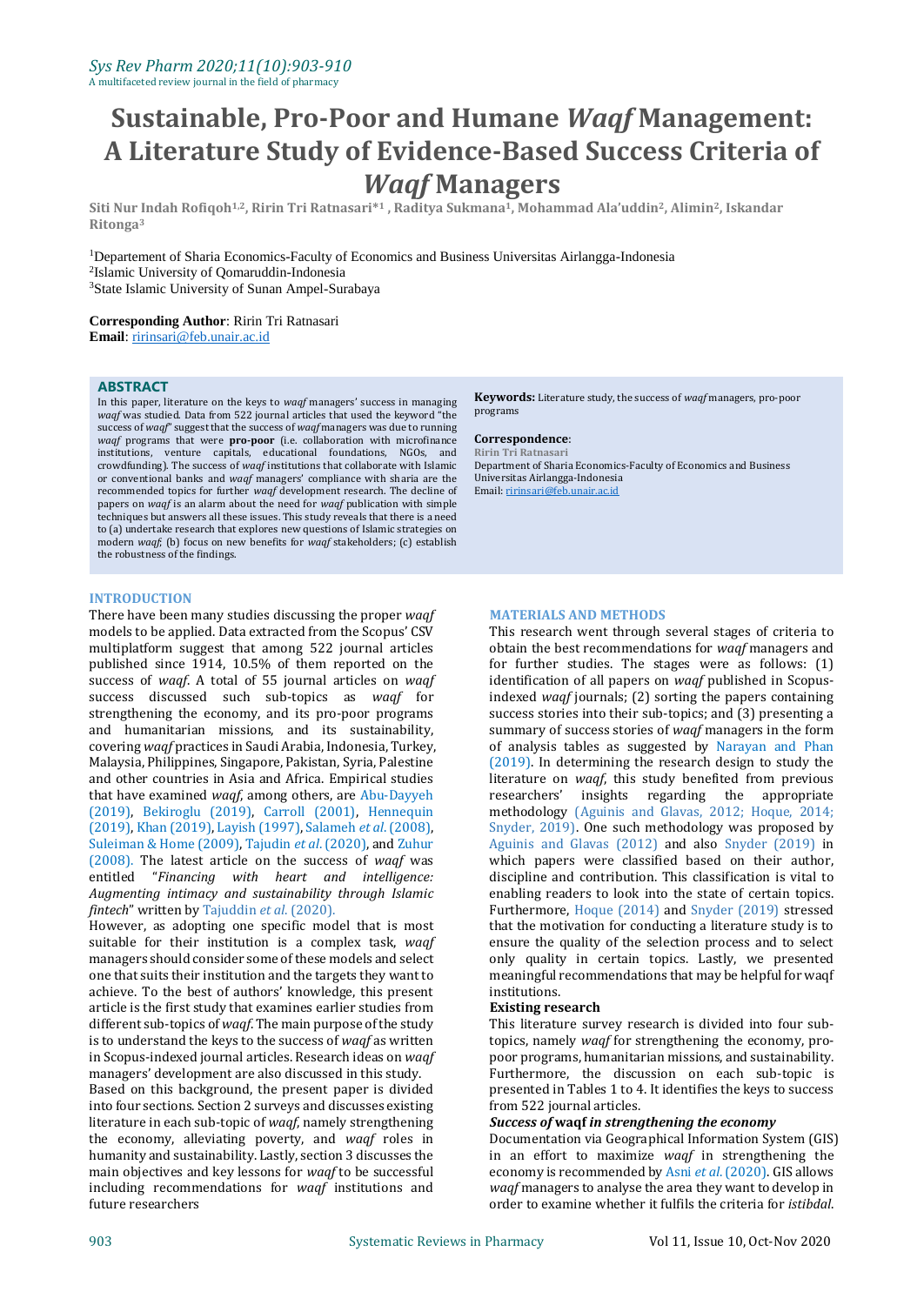# Sustainable, Pro-Poor and Humane *Waqf* Management: A Literature Study of Evidence-Based Success Criteria of *Waqf* Managers

**Siti Nur Indah Rofiqoh[1,2], Ririn Tri Ratnasari*[1], Raditya Sukmana[1], Mohammad Ala'uddin[2], Alimin[2], Iskandar Ritonga[3]**

[1]Departement of Sharia Economics-Faculty of Economics and Business Universitas Airlangga-Indonesia
[2]Islamic University of Qomaruddin-Indonesia
[3]State Islamic University of Sunan Ampel-Surabaya

**Corresponding Author**: Ririn Tri Ratnasari
**Email**: ririnsari@feb.unair.ac.id

## ABSTRACT

In this paper, literature on the keys to *waqf* managers' success in managing *waqf* was studied. Data from 522 journal articles that used the keyword "the success of *waqf*" suggest that the success of *waqf* managers was due to running *waqf* programs that were **pro-poor** (i.e. collaboration with microfinance institutions, venture capitals, educational foundations, NGOs, and crowdfunding). The success of *waqf* institutions that collaborate with Islamic or conventional banks and *waqf* managers' compliance with sharia are the recommended topics for further *waqf* development research. The decline of papers on *waqf* is an alarm about the need for *waqf* publication with simple techniques but answers all these issues. This study reveals that there is a need to (a) undertake research that explores new questions of Islamic strategies on modern *waqf*; (b) focus on new benefits for *waqf* stakeholders; (c) establish the robustness of the findings.

**Keywords:** Literature study, the success of *waqf* managers, pro-poor programs

**Correspondence**:
Ririn Tri Ratnasari
Department of Sharia Economics-Faculty of Economics and Business Universitas Airlangga-Indonesia
Email: ririnsari@feb.unair.ac.id

## INTRODUCTION

There have been many studies discussing the proper *waqf* models to be applied. Data extracted from the Scopus' CSV multiplatform suggest that among 522 journal articles published since 1914, 10.5% of them reported on the success of *waqf*. A total of 55 journal articles on *waqf* success discussed such sub-topics as *waqf* for strengthening the economy, and its pro-poor programs and humanitarian missions, and its sustainability, covering *waqf* practices in Saudi Arabia, Indonesia, Turkey, Malaysia, Philippines, Singapore, Pakistan, Syria, Palestine and other countries in Asia and Africa. Empirical studies that have examined *waqf*, among others, are Abu-Dayyeh (2019), Bekiroglu (2019), Carroll (2001), Hennequin (2019), Khan (2019), Layish (1997), Salameh *et al.* (2008), Suleiman & Home (2009), Tajudin *et al.* (2020), and Zuhur (2008). The latest article on the success of *waqf* was entitled "*Financing with heart and intelligence: Augmenting intimacy and sustainability through Islamic fintech*" written by Tajuddin *et al.* (2020).

However, as adopting one specific model that is most suitable for their institution is a complex task, *waqf* managers should consider some of these models and select one that suits their institution and the targets they want to achieve. To the best of authors' knowledge, this present article is the first study that examines earlier studies from different sub-topics of *waqf*. The main purpose of the study is to understand the keys to the success of *waqf* as written in Scopus-indexed journal articles. Research ideas on *waqf* managers' development are also discussed in this study.

Based on this background, the present paper is divided into four sections. Section 2 surveys and discusses existing literature in each sub-topic of *waqf*, namely strengthening the economy, alleviating poverty, and *waqf* roles in humanity and sustainability. Lastly, section 3 discusses the main objectives and key lessons for *waqf* to be successful including recommendations for *waqf* institutions and future researchers

## MATERIALS AND METHODS

This research went through several stages of criteria to obtain the best recommendations for *waqf* managers and for further studies. The stages were as follows: (1) identification of all papers on *waqf* published in Scopus-indexed *waqf* journals; (2) sorting the papers containing success stories into their sub-topics; and (3) presenting a summary of success stories of *waqf* managers in the form of analysis tables as suggested by Narayan and Phan (2019). In determining the research design to study the literature on *waqf*, this study benefited from previous researchers' insights regarding the appropriate methodology (Aguinis and Glavas, 2012; Hoque, 2014; Snyder, 2019). One such methodology was proposed by Aguinis and Glavas (2012) and also Snyder (2019) in which papers were classified based on their author, discipline and contribution. This classification is vital to enabling readers to look into the state of certain topics. Furthermore, Hoque (2014) and Snyder (2019) stressed that the motivation for conducting a literature study is to ensure the quality of the selection process and to select only quality in certain topics. Lastly, we presented meaningful recommendations that may be helpful for waqf institutions.

### Existing research

This literature survey research is divided into four sub-topics, namely *waqf* for strengthening the economy, pro-poor programs, humanitarian missions, and sustainability. Furthermore, the discussion on each sub-topic is presented in Tables 1 to 4. It identifies the keys to success from 522 journal articles.

#### *Success of* waqf *in strengthening the economy*

Documentation via Geographical Information System (GIS) in an effort to maximize *waqf* in strengthening the economy is recommended by Asni *et al.* (2020). GIS allows *waqf* managers to analyse the area they want to develop in order to examine whether it fulfils the criteria for *istibdal*.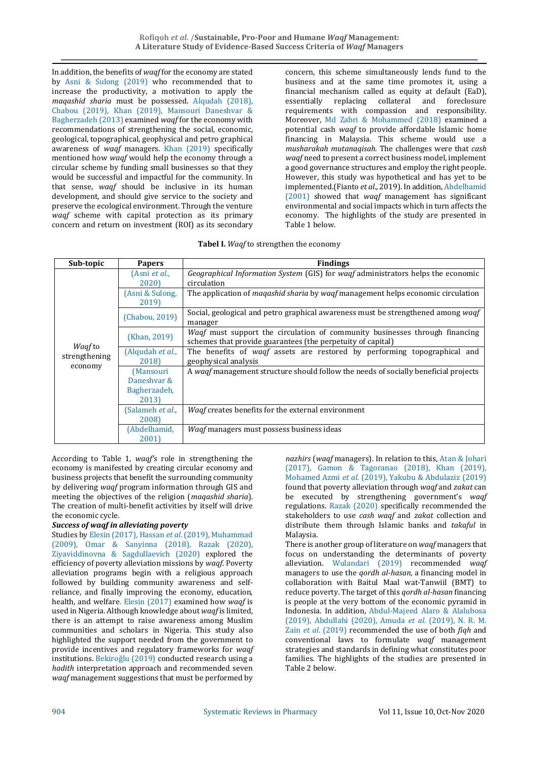In addition, the benefits of *waqf* for the economy are stated by Asni & Sulong (2019) who recommended that to increase the productivity, a motivation to apply the *maqashid sharia* must be possessed. Alqudah (2018), Chabou (2019), Khan (2019), Mansouri Daneshvar & Bagherzadeh (2013) examined *waqf* for the economy with recommendations of strengthening the social, economic, geological, topographical, geophysical and petro graphical awareness of *waqf* managers. Khan (2019) specifically mentioned how *waqf* would help the economy through a circular scheme by funding small businesses so that they would be successful and impactful for the community. In that sense, *waqf* should be inclusive in its human development, and should give service to the society and preserve the ecological environment. Through the venture *waqf* scheme with capital protection as its primary concern and return on investment (ROI) as its secondary concern, this scheme simultaneously lends fund to the business and at the same time promotes it, using a financial mechanism called as equity at default (EaD), essentially replacing collateral and foreclosure requirements with compassion and responsibility. Moreover, Md Zabri & Mohammed (2018) examined a potential cash *waqf* to provide affordable Islamic home financing in Malaysia. This scheme would use a *musharakah mutanaqisah.* The challenges were that *cash waqf* need to present a correct business model, implement a good governance structures and employ the right people. However, this study was hypothetical and has yet to be implemented.(Fianto *et al.*, 2019). In addition, Abdelhamid (2001) showed that *waqf* management has significant environmental and social impacts which in turn affects the economy. The highlights of the study are presented in Table 1 below.

**Tabel I.** *Waqf* to strengthen the economy

| Sub-topic | Papers | Findings |
|---|---|---|
| *Waqf* to strengthening economy | (Asni *et al.*, 2020) | *Geographical Information System* (GIS) for *waqf* administrators helps the economic circulation |
| | (Asni & Sulong, 2019) | The application of *maqashid sharia* by *waqf* management helps economic circulation |
| | (Chabou, 2019) | Social, geological and petro graphical awareness must be strengthened among *waqf* manager |
| | (Khan, 2019) | *Waqf* must support the circulation of community businesses through financing schemes that provide guarantees (the perpetuity of capital) |
| | (Alqudah *et al.*, 2018) | The benefits of *waqf* assets are restored by performing topographical and geophysical analysis |
| | (Mansouri Daneshvar & Bagherzadeh, 2013) | A *waqf* management structure should follow the needs of socially beneficial projects |
| | (Salameh *et al.*, 2008) | *Waqf* creates benefits for the external environment |
| | (Abdelhamid, 2001) | *Waqf* managers must possess business ideas |

According to Table 1, *waqf*'s role in strengthening the economy is manifested by creating circular economy and business projects that benefit the surrounding community by delivering *waqf* program information through GIS and meeting the objectives of the religion (*maqashid sharia*). The creation of multi-benefit activities by itself will drive the economic cycle.

***Success of waqf in alleviating poverty***

Studies by Elesin (2017), Hassan *et al.* (2019), Muhammad (2009), Omar & Sanyinna (2018), Razak (2020), Ziyaviddinovna & Sagdullaevich (2020) explored the efficiency of poverty alleviation missions by *waqf.* Poverty alleviation programs begin with a religious approach followed by building community awareness and self-reliance, and finally improving the economy, education, health, and welfare. Elesin (2017) examined how *waqf* is used in Nigeria. Although knowledge about *waqf* is limited, there is an attempt to raise awareness among Muslim communities and scholars in Nigeria. This study also highlighted the support needed from the government to provide incentives and regulatory frameworks for *waqf* institutions. Bekiroğlu (2019) conducted research using a *hadith* interpretation approach and recommended seven *waqf* management suggestions that must be performed by *nazhirs* (*waqf* managers). In relation to this, Atan & Johari (2017), Gamon & Tagoranao (2018), Khan (2019), Mohamed Azmi *et al.* (2019), Yakubu & Abdulaziz (2019) found that poverty alleviation through *waqf* and *zakat* can be executed by strengthening government's *waqf* regulations. Razak (2020) specifically recommended the stakeholders to use *cash waqf* and *zakat* collection and distribute them through Islamic banks and *takaful* in Malaysia.

There is another group of literature on *waqf* managers that focus on understanding the determinants of poverty alleviation. Wulandari (2019) recommended *waqf* managers to use the *qordh al-hasan,* a financing model in collaboration with Baitul Maal wat-Tanwiil (BMT) to reduce poverty. The target of this *qordh al-hasan* financing is people at the very bottom of the economic pyramid in Indonesia. In addition, Abdul-Majeed Alaro & Alalubosa (2019), Abdullahi (2020), Amuda *et al.* (2019), N. R. M. Zain *et al.* (2019) recommended the use of both *fiqh* and conventional laws to formulate *waqf* management strategies and standards in defining what constitutes poor families. The highlights of the studies are presented in Table 2 below.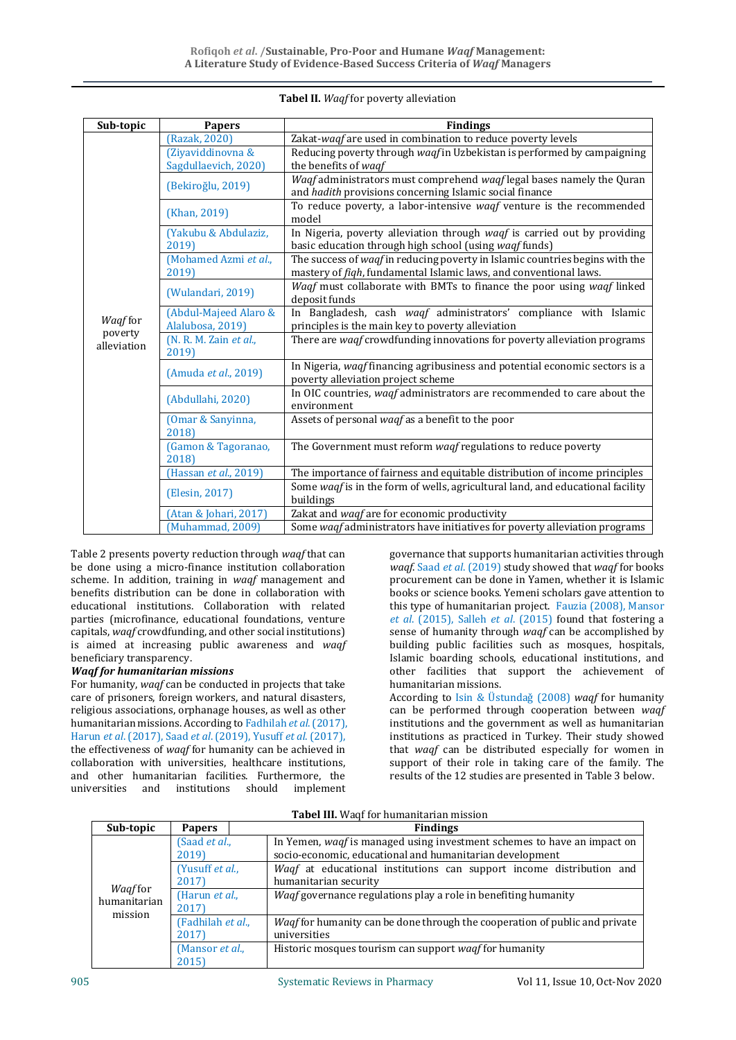**Tabel II.** *Waqf* for poverty alleviation

| Sub-topic | Papers | Findings |
|---|---|---|
| *Waqf* for poverty alleviation | (Razak, 2020) | Zakat-*waqf* are used in combination to reduce poverty levels |
| | (Ziyaviddinovna & Sagdullaevich, 2020) | Reducing poverty through *waqf* in Uzbekistan is performed by campaigning the benefits of *waqf* |
| | (Bekiroğlu, 2019) | *Waqf* administrators must comprehend *waqf* legal bases namely the Quran and *hadith* provisions concerning Islamic social finance |
| | (Khan, 2019) | To reduce poverty, a labor-intensive *waqf* venture is the recommended model |
| | (Yakubu & Abdulaziz, 2019) | In Nigeria, poverty alleviation through *waqf* is carried out by providing basic education through high school (using *waqf* funds) |
| | (Mohamed Azmi *et al.*, 2019) | The success of *waqf* in reducing poverty in Islamic countries begins with the mastery of *fiqh*, fundamental Islamic laws, and conventional laws. |
| | (Wulandari, 2019) | *Waqf* must collaborate with BMTs to finance the poor using *waqf* linked deposit funds |
| | (Abdul-Majeed Alaro & Alalubosa, 2019) | In Bangladesh, cash *waqf* administrators' compliance with Islamic principles is the main key to poverty alleviation |
| | (N. R. M. Zain *et al.*, 2019) | There are *waqf* crowdfunding innovations for poverty alleviation programs |
| | (Amuda *et al.*, 2019) | In Nigeria, *waqf* financing agribusiness and potential economic sectors is a poverty alleviation project scheme |
| | (Abdullahi, 2020) | In OIC countries, *waqf* administrators are recommended to care about the environment |
| | (Omar & Sanyinna, 2018) | Assets of personal *waqf* as a benefit to the poor |
| | (Gamon & Tagoranao, 2018) | The Government must reform *waqf* regulations to reduce poverty |
| | (Hassan *et al.*, 2019) | The importance of fairness and equitable distribution of income principles |
| | (Elesin, 2017) | Some *waqf* is in the form of wells, agricultural land, and educational facility buildings |
| | (Atan & Johari, 2017) | Zakat and *waqf* are for economic productivity |
| | (Muhammad, 2009) | Some *waqf* administrators have initiatives for poverty alleviation programs |

Table 2 presents poverty reduction through *waqf* that can be done using a micro-finance institution collaboration scheme. In addition, training in *waqf* management and benefits distribution can be done in collaboration with educational institutions. Collaboration with related parties (microfinance, educational foundations, venture capitals, *waqf* crowdfunding, and other social institutions) is aimed at increasing public awareness and *waqf* beneficiary transparency.

***Waqf* for humanitarian missions**

For humanity, *waqf* can be conducted in projects that take care of prisoners, foreign workers, and natural disasters, religious associations, orphanage houses, as well as other humanitarian missions. According to Fadhilah *et al.* (2017), Harun *et al.* (2017), Saad *et al.* (2019), Yusuff *et al.* (2017), the effectiveness of *waqf* for humanity can be achieved in collaboration with universities, healthcare institutions, and other humanitarian facilities. Furthermore, the universities and institutions should implement governance that supports humanitarian activities through *waqf*. Saad *et al.* (2019) study showed that *waqf* for books procurement can be done in Yamen, whether it is Islamic books or science books. Yemeni scholars gave attention to this type of humanitarian project. Fauzia (2008), Mansor *et al.* (2015), Salleh *et al.* (2015) found that fostering a sense of humanity through *waqf* can be accomplished by building public facilities such as mosques, hospitals, Islamic boarding schools, educational institutions, and other facilities that support the achievement of humanitarian missions.

According to Isin & Üstundağ (2008) *waqf* for humanity can be performed through cooperation between *waqf* institutions and the government as well as humanitarian institutions as practiced in Turkey. Their study showed that *waqf* can be distributed especially for women in support of their role in taking care of the family. The results of the 12 studies are presented in Table 3 below.

**Tabel III.** Waqf for humanitarian mission

| Sub-topic | Papers | Findings |
|---|---|---|
| *Waqf* for humanitarian mission | (Saad *et al.*, 2019) | In Yemen, *waqf* is managed using investment schemes to have an impact on socio-economic, educational and humanitarian development |
| | (Yusuff *et al.*, 2017) | *Waqf* at educational institutions can support income distribution and humanitarian security |
| | (Harun *et al.*, 2017) | *Waqf* governance regulations play a role in benefiting humanity |
| | (Fadhilah *et al.*, 2017) | *Waqf* for humanity can be done through the cooperation of public and private universities |
| | (Mansor *et al.*, 2015) | Historic mosques tourism can support *waqf* for humanity |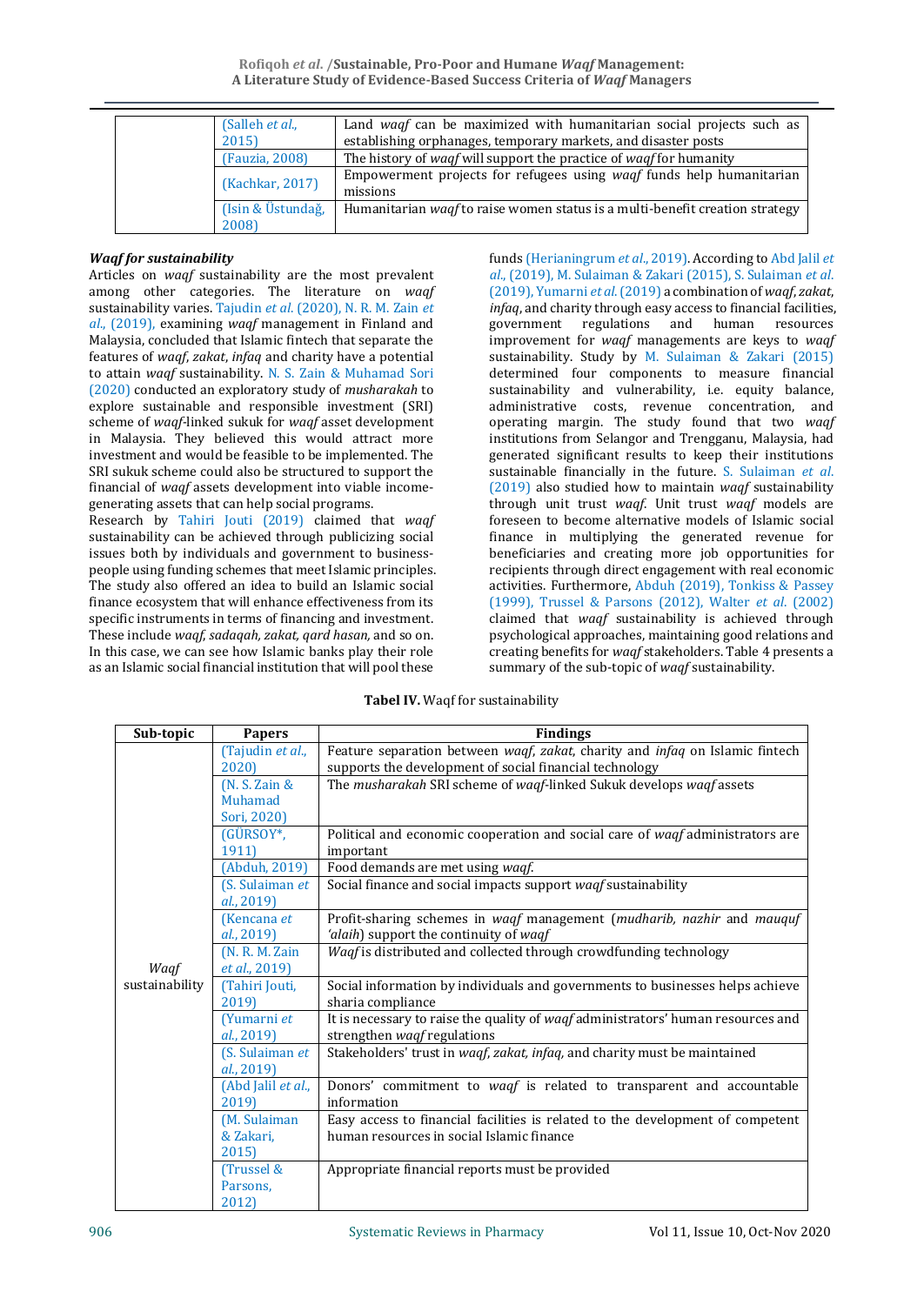| | Papers | Findings |
|---|---|---|
| | (Salleh *et al.*, 2015) | Land *waqf* can be maximized with humanitarian social projects such as establishing orphanages, temporary markets, and disaster posts |
| | (Fauzia, 2008) | The history of *waqf* will support the practice of *waqf* for humanity |
| | (Kachkar, 2017) | Empowerment projects for refugees using *waqf* funds help humanitarian missions |
| | (Isin & Üstundağ, 2008) | Humanitarian *waqf* to raise women status is a multi-benefit creation strategy |

***Waqf* for sustainability**

Articles on *waqf* sustainability are the most prevalent among other categories. The literature on *waqf* sustainability varies. Tajudin *et al.* (2020), N. R. M. Zain *et al.*, (2019), examining *waqf* management in Finland and Malaysia, concluded that Islamic fintech that separate the features of *waqf*, *zakat*, *infaq* and charity have a potential to attain *waqf* sustainability. N. S. Zain & Muhamad Sori (2020) conducted an exploratory study of *musharakah* to explore sustainable and responsible investment (SRI) scheme of *waqf*-linked sukuk for *waqf* asset development in Malaysia. They believed this would attract more investment and would be feasible to be implemented. The SRI sukuk scheme could also be structured to support the financial of *waqf* assets development into viable income-generating assets that can help social programs.

Research by Tahiri Jouti (2019) claimed that *waqf* sustainability can be achieved through publicizing social issues both by individuals and government to business-people using funding schemes that meet Islamic principles. The study also offered an idea to build an Islamic social finance ecosystem that will enhance effectiveness from its specific instruments in terms of financing and investment. These include *waqf, sadaqah, zakat, qard hasan,* and so on. In this case, we can see how Islamic banks play their role as an Islamic social financial institution that will pool these funds (Herianingrum *et al.*, 2019). According to Abd Jalil *et al.*, (2019), M. Sulaiman & Zakari (2015), S. Sulaiman *et al.* (2019), Yumarni *et al.* (2019) a combination of *waqf, zakat, infaq*, and charity through easy access to financial facilities, government regulations and human resources improvement for *waqf* managements are keys to *waqf* sustainability. Study by M. Sulaiman & Zakari (2015) determined four components to measure financial sustainability and vulnerability, i.e. equity balance, administrative costs, revenue concentration, and operating margin. The study found that two *waqf* institutions from Selangor and Trengganu, Malaysia, had generated significant results to keep their institutions sustainable financially in the future. S. Sulaiman *et al.* (2019) also studied how to maintain *waqf* sustainability through unit trust *waqf*. Unit trust *waqf* models are foreseen to become alternative models of Islamic social finance in multiplying the generated revenue for beneficiaries and creating more job opportunities for recipients through direct engagement with real economic activities. Furthermore, Abduh (2019), Tonkiss & Passey (1999), Trussel & Parsons (2012), Walter *et al.* (2002) claimed that *waqf* sustainability is achieved through psychological approaches, maintaining good relations and creating benefits for *waqf* stakeholders. Table 4 presents a summary of the sub-topic of *waqf* sustainability.

**Tabel IV.** Waqf for sustainability

| Sub-topic | Papers | Findings |
|---|---|---|
| *Waqf* sustainability | (Tajudin *et al.*, 2020) | Feature separation between *waqf*, *zakat*, charity and *infaq* on Islamic fintech supports the development of social financial technology |
| | (N. S. Zain & Muhamad Sori, 2020) | The *musharakah* SRI scheme of *waqf*-linked Sukuk develops *waqf* assets |
| | (GÜRSOY*, 1911) | Political and economic cooperation and social care of *waqf* administrators are important |
| | (Abduh, 2019) | Food demands are met using *waqf*. |
| | (S. Sulaiman *et al.*, 2019) | Social finance and social impacts support *waqf* sustainability |
| | (Kencana *et al.*, 2019) | Profit-sharing schemes in *waqf* management (*mudharib, nazhir* and *mauquf 'alaih*) support the continuity of *waqf* |
| | (N. R. M. Zain *et al.*, 2019) | *Waqf* is distributed and collected through crowdfunding technology |
| | (Tahiri Jouti, 2019) | Social information by individuals and governments to businesses helps achieve sharia compliance |
| | (Yumarni *et al.*, 2019) | It is necessary to raise the quality of *waqf* administrators' human resources and strengthen *waqf* regulations |
| | (S. Sulaiman *et al.*, 2019) | Stakeholders' trust in *waqf, zakat, infaq,* and charity must be maintained |
| | (Abd Jalil *et al.*, 2019) | Donors' commitment to *waqf* is related to transparent and accountable information |
| | (M. Sulaiman & Zakari, 2015) | Easy access to financial facilities is related to the development of competent human resources in social Islamic finance |
| | (Trussel & Parsons, 2012) | Appropriate financial reports must be provided |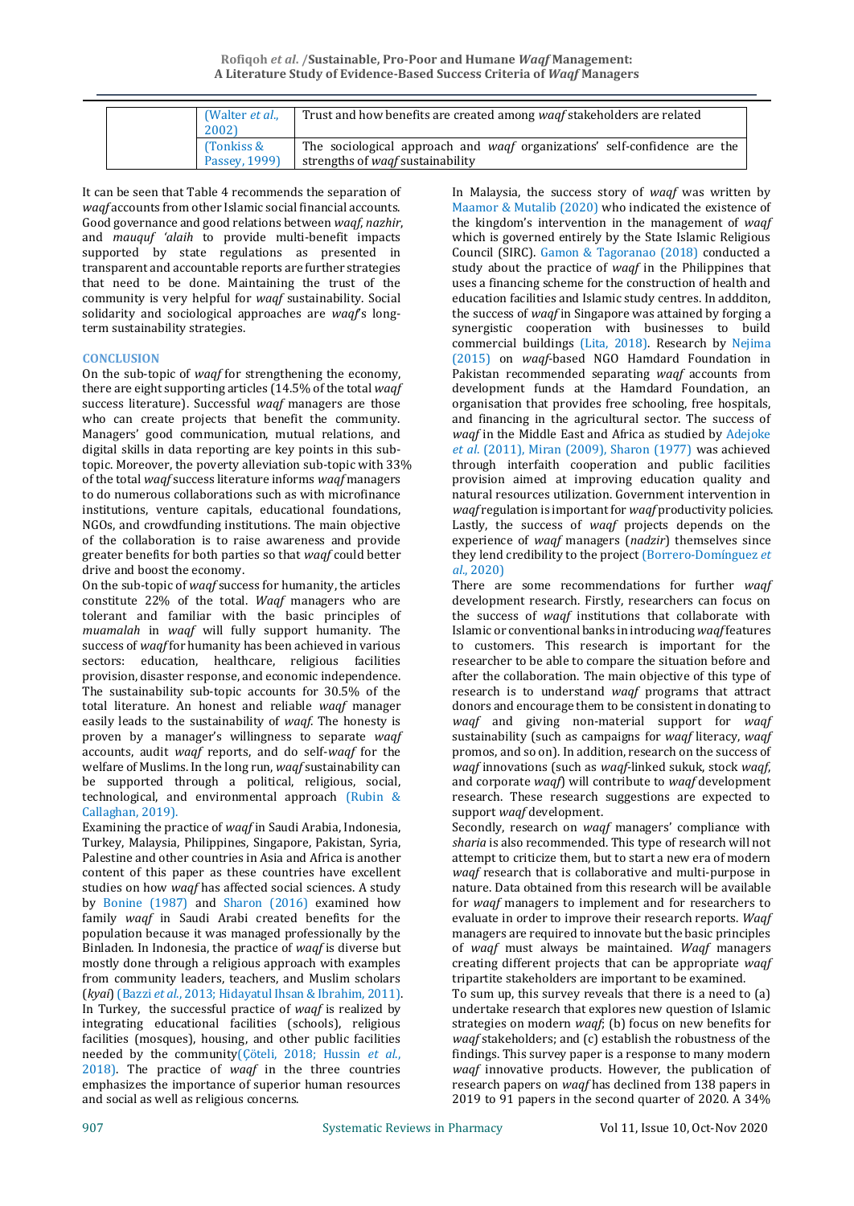| | (Walter *et al.*, 2002) | Trust and how benefits are created among *waqf* stakeholders are related |
|---|---|---|
| | (Tonkiss & Passey, 1999) | The sociological approach and *waqf* organizations' self-confidence are the strengths of *waqf* sustainability |

It can be seen that Table 4 recommends the separation of *waqf* accounts from other Islamic social financial accounts. Good governance and good relations between *waqf*, *nazhir*, and *mauquf 'alaih* to provide multi-benefit impacts supported by state regulations as presented in transparent and accountable reports are further strategies that need to be done. Maintaining the trust of the community is very helpful for *waqf* sustainability. Social solidarity and sociological approaches are *waqf*'s long-term sustainability strategies.

## CONCLUSION

On the sub-topic of *waqf* for strengthening the economy, there are eight supporting articles (14.5% of the total *waqf* success literature). Successful *waqf* managers are those who can create projects that benefit the community. Managers' good communication, mutual relations, and digital skills in data reporting are key points in this sub-topic. Moreover, the poverty alleviation sub-topic with 33% of the total *waqf* success literature informs *waqf* managers to do numerous collaborations such as with microfinance institutions, venture capitals, educational foundations, NGOs, and crowdfunding institutions. The main objective of the collaboration is to raise awareness and provide greater benefits for both parties so that *waqf* could better drive and boost the economy.

On the sub-topic of *waqf* success for humanity, the articles constitute 22% of the total. *Waqf* managers who are tolerant and familiar with the basic principles of *muamalah* in *waqf* will fully support humanity. The success of *waqf* for humanity has been achieved in various sectors: education, healthcare, religious facilities provision, disaster response, and economic independence. The sustainability sub-topic accounts for 30.5% of the total literature. An honest and reliable *waqf* manager easily leads to the sustainability of *waqf*. The honesty is proven by a manager's willingness to separate *waqf* accounts, audit *waqf* reports, and do self-*waqf* for the welfare of Muslims. In the long run, *waqf* sustainability can be supported through a political, religious, social, technological, and environmental approach (Rubin & Callaghan, 2019).

Examining the practice of *waqf* in Saudi Arabia, Indonesia, Turkey, Malaysia, Philippines, Singapore, Pakistan, Syria, Palestine and other countries in Asia and Africa is another content of this paper as these countries have excellent studies on how *waqf* has affected social sciences. A study by Bonine (1987) and Sharon (2016) examined how family *waqf* in Saudi Arabi created benefits for the population because it was managed professionally by the Binladen. In Indonesia, the practice of *waqf* is diverse but mostly done through a religious approach with examples from community leaders, teachers, and Muslim scholars (*kyai*) (Bazzi *et al.*, 2013; Hidayatul Ihsan & Ibrahim, 2011). In Turkey, the successful practice of *waqf* is realized by integrating educational facilities (schools), religious facilities (mosques), housing, and other public facilities needed by the community(Çöteli, 2018; Hussin *et al.*, 2018). The practice of *waqf* in the three countries emphasizes the importance of superior human resources and social as well as religious concerns.

In Malaysia, the success story of *waqf* was written by Maamor & Mutalib (2020) who indicated the existence of the kingdom's intervention in the management of *waqf* which is governed entirely by the State Islamic Religious Council (SIRC). Gamon & Tagoranao (2018) conducted a study about the practice of *waqf* in the Philippines that uses a financing scheme for the construction of health and education facilities and Islamic study centres. In addditon, the success of *waqf* in Singapore was attained by forging a synergistic cooperation with businesses to build commercial buildings (Lita, 2018). Research by Nejima (2015) on *waqf*-based NGO Hamdard Foundation in Pakistan recommended separating *waqf* accounts from development funds at the Hamdard Foundation, an organisation that provides free schooling, free hospitals, and financing in the agricultural sector. The success of *waqf* in the Middle East and Africa as studied by Adejoke *et al.* (2011), Miran (2009), Sharon (1977) was achieved through interfaith cooperation and public facilities provision aimed at improving education quality and natural resources utilization. Government intervention in *waqf* regulation is important for *waqf* productivity policies. Lastly, the success of *waqf* projects depends on the experience of *waqf* managers (*nadzir*) themselves since they lend credibility to the project (Borrero-Domínguez *et al.*, 2020)

There are some recommendations for further *waqf* development research. Firstly, researchers can focus on the success of *waqf* institutions that collaborate with Islamic or conventional banks in introducing *waqf* features to customers. This research is important for the researcher to be able to compare the situation before and after the collaboration. The main objective of this type of research is to understand *waqf* programs that attract donors and encourage them to be consistent in donating to *waqf* and giving non-material support for *waqf* sustainability (such as campaigns for *waqf* literacy, *waqf* promos, and so on). In addition, research on the success of *waqf* innovations (such as *waqf*-linked sukuk, stock *waqf*, and corporate *waqf*) will contribute to *waqf* development research. These research suggestions are expected to support *waqf* development.

Secondly, research on *waqf* managers' compliance with *sharia* is also recommended. This type of research will not attempt to criticize them, but to start a new era of modern *waqf* research that is collaborative and multi-purpose in nature. Data obtained from this research will be available for *waqf* managers to implement and for researchers to evaluate in order to improve their research reports. *Waqf* managers are required to innovate but the basic principles of *waqf* must always be maintained. *Waqf* managers creating different projects that can be appropriate *waqf* tripartite stakeholders are important to be examined.

To sum up, this survey reveals that there is a need to (a) undertake research that explores new question of Islamic strategies on modern *waqf*; (b) focus on new benefits for *waqf* stakeholders; and (c) establish the robustness of the findings. This survey paper is a response to many modern *waqf* innovative products. However, the publication of research papers on *waqf* has declined from 138 papers in 2019 to 91 papers in the second quarter of 2020. A 34%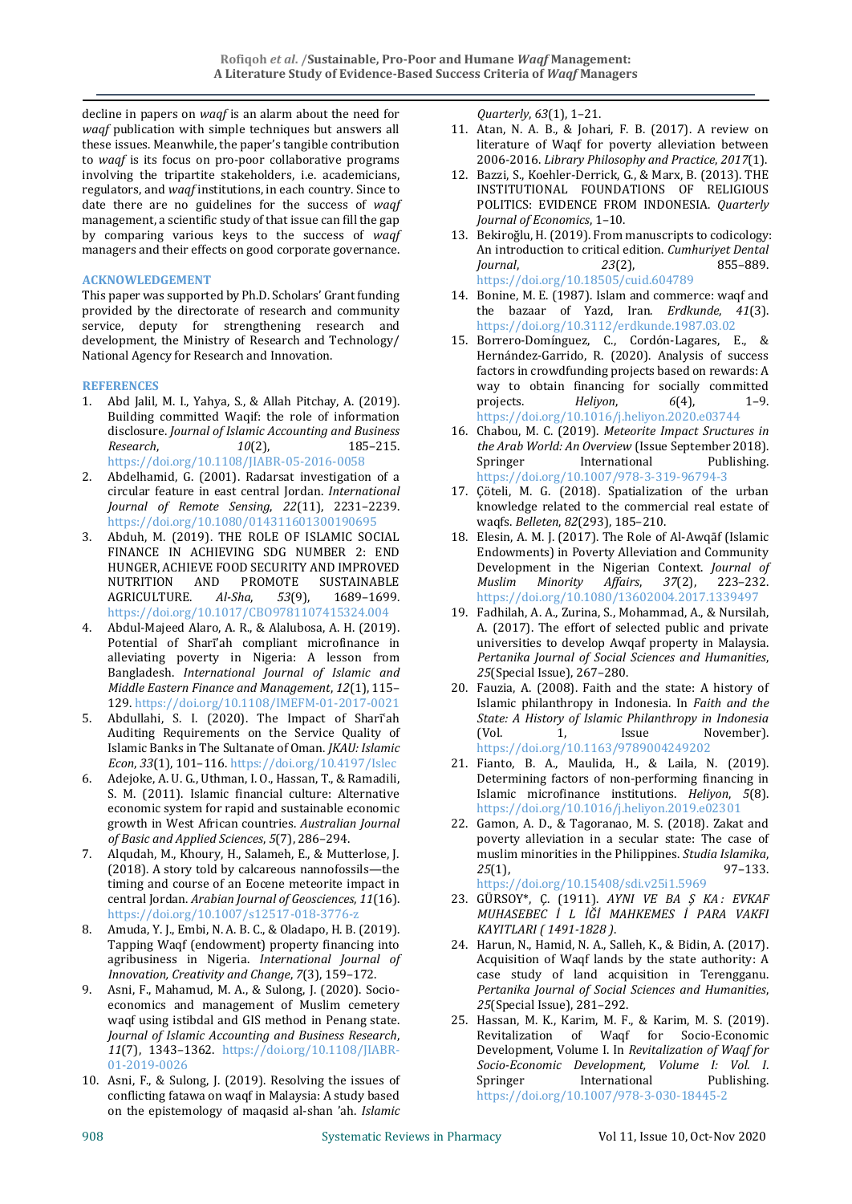decline in papers on *waqf* is an alarm about the need for *waqf* publication with simple techniques but answers all these issues. Meanwhile, the paper's tangible contribution to *waqf* is its focus on pro-poor collaborative programs involving the tripartite stakeholders, i.e. academicians, regulators, and *waqf* institutions, in each country. Since to date there are no guidelines for the success of *waqf* management, a scientific study of that issue can fill the gap by comparing various keys to the success of *waqf* managers and their effects on good corporate governance.

## ACKNOWLEDGEMENT

This paper was supported by Ph.D. Scholars' Grant funding provided by the directorate of research and community service, deputy for strengthening research and development, the Ministry of Research and Technology/ National Agency for Research and Innovation.

## REFERENCES

1. Abd Jalil, M. I., Yahya, S., & Allah Pitchay, A. (2019). Building committed Waqif: the role of information disclosure. *Journal of Islamic Accounting and Business Research*, *10*(2), 185–215. https://doi.org/10.1108/JIABR-05-2016-0058
2. Abdelhamid, G. (2001). Radarsat investigation of a circular feature in east central Jordan. *International Journal of Remote Sensing*, *22*(11), 2231–2239. https://doi.org/10.1080/014311601300190695
3. Abduh, M. (2019). THE ROLE OF ISLAMIC SOCIAL FINANCE IN ACHIEVING SDG NUMBER 2: END HUNGER, ACHIEVE FOOD SECURITY AND IMPROVED NUTRITION AND PROMOTE SUSTAINABLE AGRICULTURE. *Al-Sha*, *53*(9), 1689–1699. https://doi.org/10.1017/CBO9781107415324.004
4. Abdul-Majeed Alaro, A. R., & Alalubosa, A. H. (2019). Potential of Sharīʻah compliant microfinance in alleviating poverty in Nigeria: A lesson from Bangladesh. *International Journal of Islamic and Middle Eastern Finance and Management*, *12*(1), 115–129. https://doi.org/10.1108/IMEFM-01-2017-0021
5. Abdullahi, S. I. (2020). The Impact of Sharīʻah Auditing Requirements on the Service Quality of Islamic Banks in The Sultanate of Oman. *JKAU: Islamic Econ*, *33*(1), 101–116. https://doi.org/10.4197/Islec
6. Adejoke, A. U. G., Uthman, I. O., Hassan, T., & Ramadili, S. M. (2011). Islamic financial culture: Alternative economic system for rapid and sustainable economic growth in West African countries. *Australian Journal of Basic and Applied Sciences*, *5*(7), 286–294.
7. Alqudah, M., Khoury, H., Salameh, E., & Mutterlose, J. (2018). A story told by calcareous nannofossils—the timing and course of an Eocene meteorite impact in central Jordan. *Arabian Journal of Geosciences*, *11*(16). https://doi.org/10.1007/s12517-018-3776-z
8. Amuda, Y. J., Embi, N. A. B. C., & Oladapo, H. B. (2019). Tapping Waqf (endowment) property financing into agribusiness in Nigeria. *International Journal of Innovation, Creativity and Change*, *7*(3), 159–172.
9. Asni, F., Mahamud, M. A., & Sulong, J. (2020). Socio-economics and management of Muslim cemetery waqf using istibdal and GIS method in Penang state. *Journal of Islamic Accounting and Business Research*, *11*(7), 1343–1362. https://doi.org/10.1108/JIABR-01-2019-0026
10. Asni, F., & Sulong, J. (2019). Resolving the issues of conflicting fatawa on waqf in Malaysia: A study based on the epistemology of maqasid al-shan 'ah. *Islamic Quarterly*, *63*(1), 1–21.
11. Atan, N. A. B., & Johari, F. B. (2017). A review on literature of Waqf for poverty alleviation between 2006-2016. *Library Philosophy and Practice*, *2017*(1).
12. Bazzi, S., Koehler-Derrick, G., & Marx, B. (2013). THE INSTITUTIONAL FOUNDATIONS OF RELIGIOUS POLITICS: EVIDENCE FROM INDONESIA. *Quarterly Journal of Economics*, 1–10.
13. Bekiroğlu, H. (2019). From manuscripts to codicology: An introduction to critical edition. *Cumhuriyet Dental Journal*, *23*(2), 855–889. https://doi.org/10.18505/cuid.604789
14. Bonine, M. E. (1987). Islam and commerce: waqf and the bazaar of Yazd, Iran. *Erdkunde*, *41*(3). https://doi.org/10.3112/erdkunde.1987.03.02
15. Borrero-Domínguez, C., Cordón-Lagares, E., & Hernández-Garrido, R. (2020). Analysis of success factors in crowdfunding projects based on rewards: A way to obtain financing for socially committed projects. *Heliyon*, *6*(4), 1–9. https://doi.org/10.1016/j.heliyon.2020.e03744
16. Chabou, M. C. (2019). *Meteorite Impact Sructures in the Arab World: An Overview* (Issue September 2018). Springer International Publishing. https://doi.org/10.1007/978-3-319-96794-3
17. Çöteli, M. G. (2018). Spatialization of the urban knowledge related to the commercial real estate of waqfs. *Belleten*, *82*(293), 185–210.
18. Elesin, A. M. J. (2017). The Role of Al-Awqāf (Islamic Endowments) in Poverty Alleviation and Community Development in the Nigerian Context. *Journal of Muslim Minority Affairs*, *37*(2), 223–232. https://doi.org/10.1080/13602004.2017.1339497
19. Fadhilah, A. A., Zurina, S., Mohammad, A., & Nursilah, A. (2017). The effort of selected public and private universities to develop Awqaf property in Malaysia. *Pertanika Journal of Social Sciences and Humanities*, *25*(Special Issue), 267–280.
20. Fauzia, A. (2008). Faith and the state: A history of Islamic philanthropy in Indonesia. In *Faith and the State: A History of Islamic Philanthropy in Indonesia* (Vol. 1, Issue November). https://doi.org/10.1163/9789004249202
21. Fianto, B. A., Maulida, H., & Laila, N. (2019). Determining factors of non-performing financing in Islamic microfinance institutions. *Heliyon*, *5*(8). https://doi.org/10.1016/j.heliyon.2019.e02301
22. Gamon, A. D., & Tagoranao, M. S. (2018). Zakat and poverty alleviation in a secular state: The case of muslim minorities in the Philippines. *Studia Islamika*, *25*(1), 97–133. https://doi.org/10.15408/sdi.v25i1.5969
23. GÜRSOY\*, Ç. (1911). *AYNI VE BA Ş KA : EVKAF MUHASEBEC İ L İĞİ MAHKEMES İ PARA VAKFI KAYITLARI ( 1491-1828 )*.
24. Harun, N., Hamid, N. A., Salleh, K., & Bidin, A. (2017). Acquisition of Waqf lands by the state authority: A case study of land acquisition in Terengganu. *Pertanika Journal of Social Sciences and Humanities*, *25*(Special Issue), 281–292.
25. Hassan, M. K., Karim, M. F., & Karim, M. S. (2019). Revitalization of Waqf for Socio-Economic Development, Volume I. In *Revitalization of Waqf for Socio-Economic Development, Volume I: Vol. I*. Springer International Publishing. https://doi.org/10.1007/978-3-030-18445-2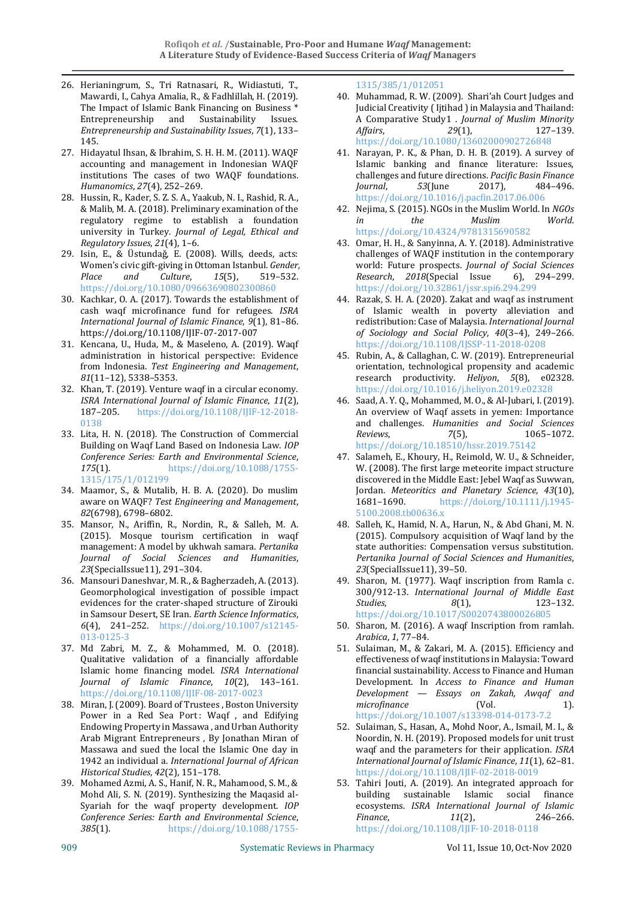26. Herianingrum, S., Tri Ratnasari, R., Widiastuti, T., Mawardi, I., Cahya Amalia, R., & Fadhlillah, H. (2019). The Impact of Islamic Bank Financing on Business * Entrepreneurship and Sustainability Issues. *Entrepreneurship and Sustainability Issues*, *7*(1), 133–145.
27. Hidayatul Ihsan, & Ibrahim, S. H. H. M. (2011). WAQF accounting and management in Indonesian WAQF institutions The cases of two WAQF foundations. *Humanomics*, *27*(4), 252–269.
28. Hussin, R., Kader, S. Z. S. A., Yaakub, N. I., Rashid, R. A., & Malib, M. A. (2018). Preliminary examination of the regulatory regime to establish a foundation university in Turkey. *Journal of Legal, Ethical and Regulatory Issues*, *21*(4), 1–6.
29. Isin, E., & Üstundağ, E. (2008). Wills, deeds, acts: Women's civic gift-giving in Ottoman Istanbul. *Gender, Place and Culture*, *15*(5), 519–532. https://doi.org/10.1080/09663690802300860
30. Kachkar, O. A. (2017). Towards the establishment of cash waqf microfinance fund for refugees. *ISRA International Journal of Islamic Finance*, *9*(1), 81–86. https://doi.org/10.1108/IJIF-07-2017-007
31. Kencana, U., Huda, M., & Maseleno, A. (2019). Waqf administration in historical perspective: Evidence from Indonesia. *Test Engineering and Management*, *81*(11–12), 5338–5353.
32. Khan, T. (2019). Venture waqf in a circular economy. *ISRA International Journal of Islamic Finance*, *11*(2), 187–205. https://doi.org/10.1108/IJIF-12-2018-0138
33. Lita, H. N. (2018). The Construction of Commercial Building on Waqf Land Based on Indonesia Law. *IOP Conference Series: Earth and Environmental Science*, *175*(1). https://doi.org/10.1088/1755-1315/175/1/012199
34. Maamor, S., & Mutalib, H. B. A. (2020). Do muslim aware on WAQF? *Test Engineering and Management*, *82*(6798), 6798–6802.
35. Mansor, N., Ariffin, R., Nordin, R., & Salleh, M. A. (2015). Mosque tourism certification in waqf management: A model by ukhwah samara. *Pertanika Journal of Social Sciences and Humanities*, *23*(SpecialIssue11), 291–304.
36. Mansouri Daneshvar, M. R., & Bagherzadeh, A. (2013). Geomorphological investigation of possible impact evidences for the crater-shaped structure of Zirouki in Samsour Desert, SE Iran. *Earth Science Informatics*, *6*(4), 241–252. https://doi.org/10.1007/s12145-013-0125-3
37. Md Zabri, M. Z., & Mohammed, M. O. (2018). Qualitative validation of a financially affordable Islamic home financing model. *ISRA International Journal of Islamic Finance*, *10*(2), 143–161. https://doi.org/10.1108/IJIF-08-2017-0023
38. Miran, J. (2009). Board of Trustees , Boston University Power in a Red Sea Port : Waqf , and Edifying Endowing Property in Massawa , and Urban Authority Arab Migrant Entrepreneurs , By Jonathan Miran of Massawa and sued the local the Islamic One day in 1942 an individual a. *International Journal of African Historical Studies*, *42*(2), 151–178.
39. Mohamed Azmi, A. S., Hanif, N. R., Mahamood, S. M., & Mohd Ali, S. N. (2019). Synthesizing the Maqasid al-Syariah for the waqf property development. *IOP Conference Series: Earth and Environmental Science*, *385*(1). https://doi.org/10.1088/1755-1315/385/1/012051
40. Muhammad, R. W. (2009). Shari'ah Court Judges and Judicial Creativity ( Ijtihad ) in Malaysia and Thailand: A Comparative Study1 . *Journal of Muslim Minority Affairs*, *29*(1), 127–139. https://doi.org/10.1080/13602000902726848
41. Narayan, P. K., & Phan, D. H. B. (2019). A survey of Islamic banking and finance literature: Issues, challenges and future directions. *Pacific Basin Finance Journal*, *53*(June 2017), 484–496. https://doi.org/10.1016/j.pacfin.2017.06.006
42. Nejima, S. (2015). NGOs in the Muslim World. In *NGOs in the Muslim World*. https://doi.org/10.4324/9781315690582
43. Omar, H. H., & Sanyinna, A. Y. (2018). Administrative challenges of WAQF institution in the contemporary world: Future prospects. *Journal of Social Sciences Research*, *2018*(Special Issue 6), 294–299. https://doi.org/10.32861/jssr.spi6.294.299
44. Razak, S. H. A. (2020). Zakat and waqf as instrument of Islamic wealth in poverty alleviation and redistribution: Case of Malaysia. *International Journal of Sociology and Social Policy*, *40*(3–4), 249–266. https://doi.org/10.1108/IJSSP-11-2018-0208
45. Rubin, A., & Callaghan, C. W. (2019). Entrepreneurial orientation, technological propensity and academic research productivity. *Heliyon*, *5*(8), e02328. https://doi.org/10.1016/j.heliyon.2019.e02328
46. Saad, A. Y. Q., Mohammed, M. O., & Al-Jubari, I. (2019). An overview of Waqf assets in yemen: Importance and challenges. *Humanities and Social Sciences Reviews*, *7*(5), 1065–1072. https://doi.org/10.18510/hssr.2019.75142
47. Salameh, E., Khoury, H., Reimold, W. U., & Schneider, W. (2008). The first large meteorite impact structure discovered in the Middle East: Jebel Waqf as Suwwan, Jordan. *Meteoritics and Planetary Science*, *43*(10), 1681–1690. https://doi.org/10.1111/j.1945-5100.2008.tb00636.x
48. Salleh, K., Hamid, N. A., Harun, N., & Abd Ghani, M. N. (2015). Compulsory acquisition of Waqf land by the state authorities: Compensation versus substitution. *Pertanika Journal of Social Sciences and Humanities*, *23*(SpecialIssue11), 39–50.
49. Sharon, M. (1977). Waqf inscription from Ramla c. 300/912-13. *International Journal of Middle East Studies*, *8*(1), 123–132. https://doi.org/10.1017/S0020743800026805
50. Sharon, M. (2016). A waqf Inscription from ramlah. *Arabica*, *1*, 77–84.
51. Sulaiman, M., & Zakari, M. A. (2015). Efficiency and effectiveness of waqf institutions in Malaysia: Toward financial sustainability. Access to Finance and Human Development. In *Access to Finance and Human Development — Essays on Zakah, Awqaf and microfinance* (Vol. 1). https://doi.org/10.1007/s13398-014-0173-7.2
52. Sulaiman, S., Hasan, A., Mohd Noor, A., Ismail, M. I., & Noordin, N. H. (2019). Proposed models for unit trust waqf and the parameters for their application. *ISRA International Journal of Islamic Finance*, *11*(1), 62–81. https://doi.org/10.1108/IJIF-02-2018-0019
53. Tahiri Jouti, A. (2019). An integrated approach for building sustainable Islamic social finance ecosystems. *ISRA International Journal of Islamic Finance*, *11*(2), 246–266. https://doi.org/10.1108/IJIF-10-2018-0118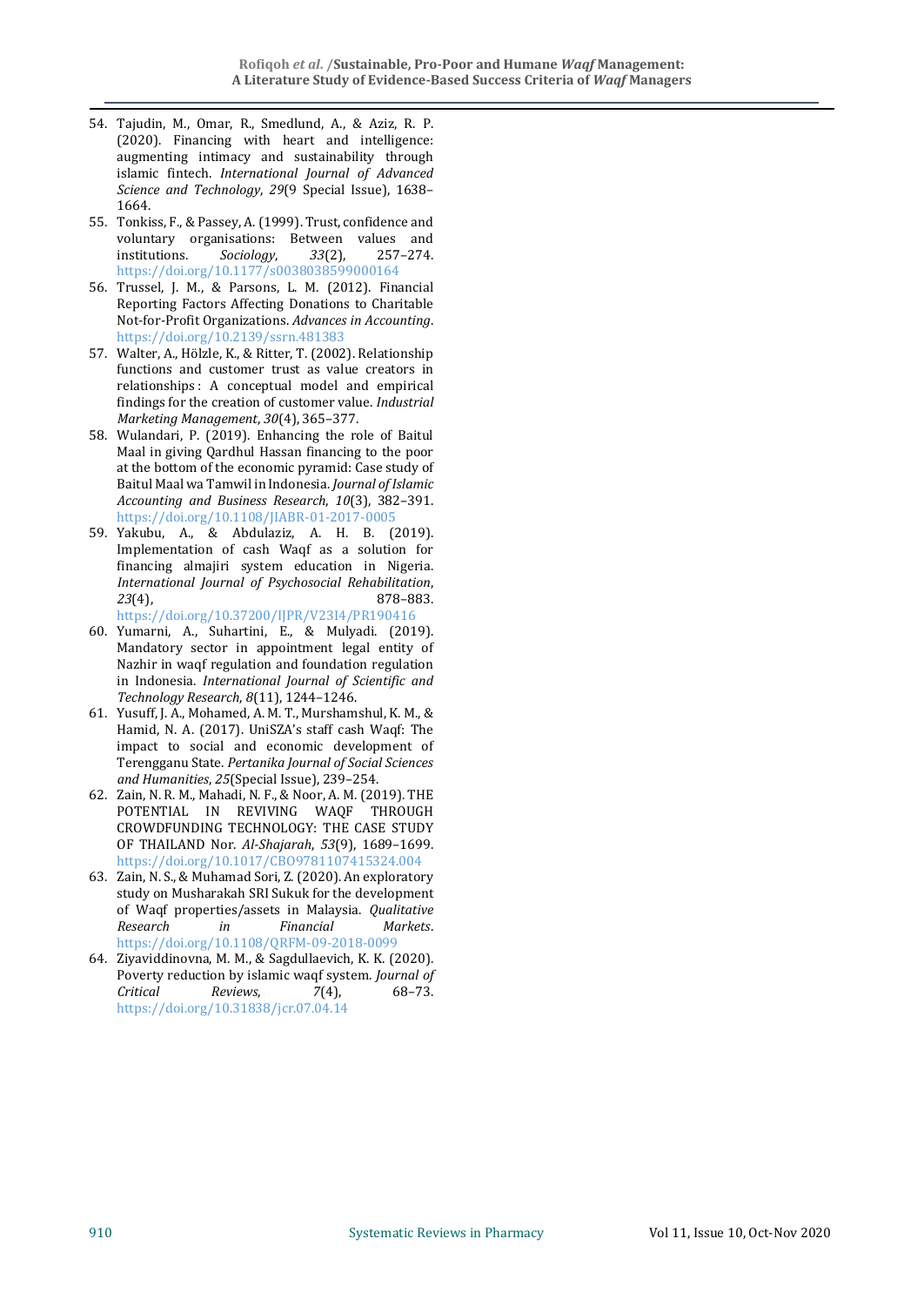54. Tajudin, M., Omar, R., Smedlund, A., & Aziz, R. P. (2020). Financing with heart and intelligence: augmenting intimacy and sustainability through islamic fintech. *International Journal of Advanced Science and Technology*, *29*(9 Special Issue), 1638–1664.
55. Tonkiss, F., & Passey, A. (1999). Trust, confidence and voluntary organisations: Between values and institutions. *Sociology*, *33*(2), 257–274. https://doi.org/10.1177/s0038038599000164
56. Trussel, J. M., & Parsons, L. M. (2012). Financial Reporting Factors Affecting Donations to Charitable Not-for-Profit Organizations. *Advances in Accounting*. https://doi.org/10.2139/ssrn.481383
57. Walter, A., Hölzle, K., & Ritter, T. (2002). Relationship functions and customer trust as value creators in relationships : A conceptual model and empirical findings for the creation of customer value. *Industrial Marketing Management*, *30*(4), 365–377.
58. Wulandari, P. (2019). Enhancing the role of Baitul Maal in giving Qardhul Hassan financing to the poor at the bottom of the economic pyramid: Case study of Baitul Maal wa Tamwil in Indonesia. *Journal of Islamic Accounting and Business Research*, *10*(3), 382–391. https://doi.org/10.1108/JIABR-01-2017-0005
59. Yakubu, A., & Abdulaziz, A. H. B. (2019). Implementation of cash Waqf as a solution for financing almajiri system education in Nigeria. *International Journal of Psychosocial Rehabilitation*, *23*(4), 878–883. https://doi.org/10.37200/IJPR/V23I4/PR190416
60. Yumarni, A., Suhartini, E., & Mulyadi. (2019). Mandatory sector in appointment legal entity of Nazhir in waqf regulation and foundation regulation in Indonesia. *International Journal of Scientific and Technology Research*, *8*(11), 1244–1246.
61. Yusuff, J. A., Mohamed, A. M. T., Murshamshul, K. M., & Hamid, N. A. (2017). UniSZA's staff cash Waqf: The impact to social and economic development of Terengganu State. *Pertanika Journal of Social Sciences and Humanities*, *25*(Special Issue), 239–254.
62. Zain, N. R. M., Mahadi, N. F., & Noor, A. M. (2019). THE POTENTIAL IN REVIVING WAQF THROUGH CROWDFUNDING TECHNOLOGY: THE CASE STUDY OF THAILAND Nor. *Al-Shajarah*, *53*(9), 1689–1699. https://doi.org/10.1017/CBO9781107415324.004
63. Zain, N. S., & Muhamad Sori, Z. (2020). An exploratory study on Musharakah SRI Sukuk for the development of Waqf properties/assets in Malaysia. *Qualitative Research in Financial Markets*. https://doi.org/10.1108/QRFM-09-2018-0099
64. Ziyaviddinovna, M. M., & Sagdullaevich, K. K. (2020). Poverty reduction by islamic waqf system. *Journal of Critical Reviews*, *7*(4), 68–73. https://doi.org/10.31838/jcr.07.04.14